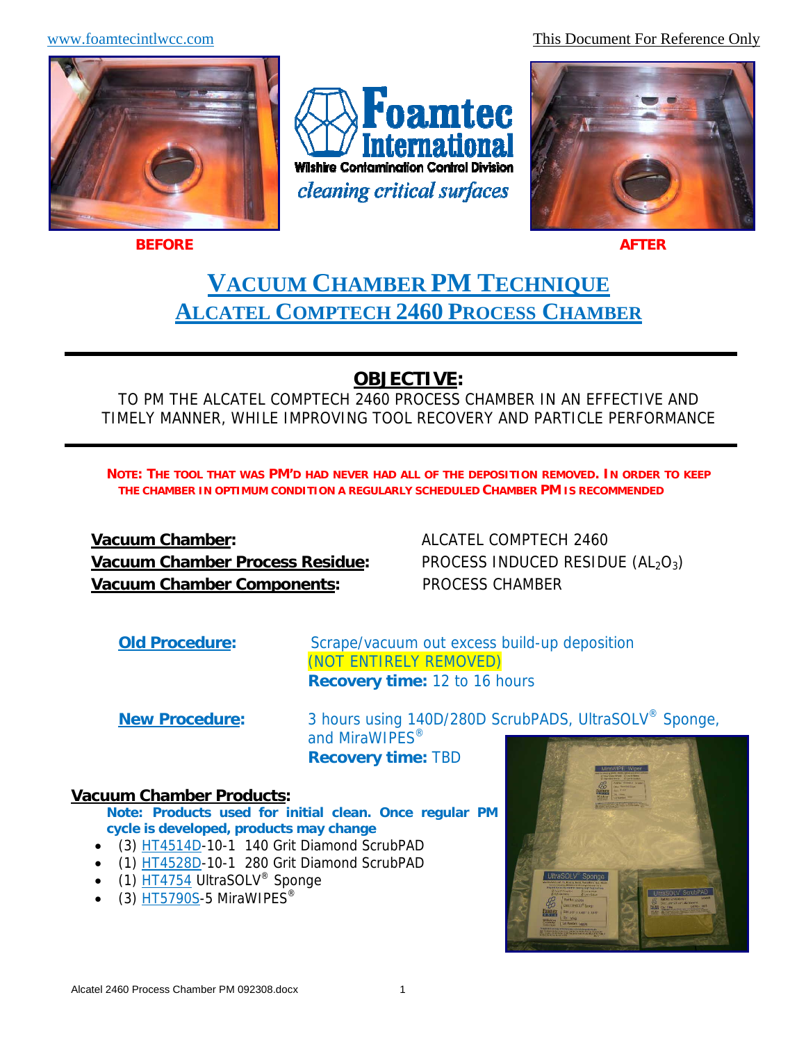www.foamtecintlwcc.com

This Document For Reference Only

Foamtec International
Wilshire Contamination Control Division
*cleaning critical surfaces*

**BEFORE** **AFTER**

# VACUUM CHAMBER PM TECHNIQUE
## ALCATEL COMPTECH 2460 PROCESS CHAMBER

---

### OBJECTIVE:

TO PM THE ALCATEL COMPTECH 2460 PROCESS CHAMBER IN AN EFFECTIVE AND TIMELY MANNER, WHILE IMPROVING TOOL RECOVERY AND PARTICLE PERFORMANCE

---

**NOTE: THE TOOL THAT WAS PM'D HAD NEVER HAD ALL OF THE DEPOSITION REMOVED. IN ORDER TO KEEP THE CHAMBER IN OPTIMUM CONDITION A REGULARLY SCHEDULED CHAMBER PM IS RECOMMENDED**

**Vacuum Chamber:** ALCATEL COMPTECH 2460
**Vacuum Chamber Process Residue:** PROCESS INDUCED RESIDUE ($AL_2O_3$)
**Vacuum Chamber Components:** PROCESS CHAMBER

**Old Procedure:** Scrape/vacuum out excess build-up deposition (NOT ENTIRELY REMOVED)
**Recovery time:** 12 to 16 hours

**New Procedure:** 3 hours using 140D/280D ScrubPADS, UltraSOLV® Sponge, and MiraWIPES®
**Recovery time:** TBD

**Vacuum Chamber Products:**

**Note: Products used for initial clean. Once regular PM cycle is developed, products may change**

- (3) HT4514D-10-1 140 Grit Diamond ScrubPAD
- (1) HT4528D-10-1 280 Grit Diamond ScrubPAD
- (1) HT4754 UltraSOLV® Sponge
- (3) HT5790S-5 MiraWIPES®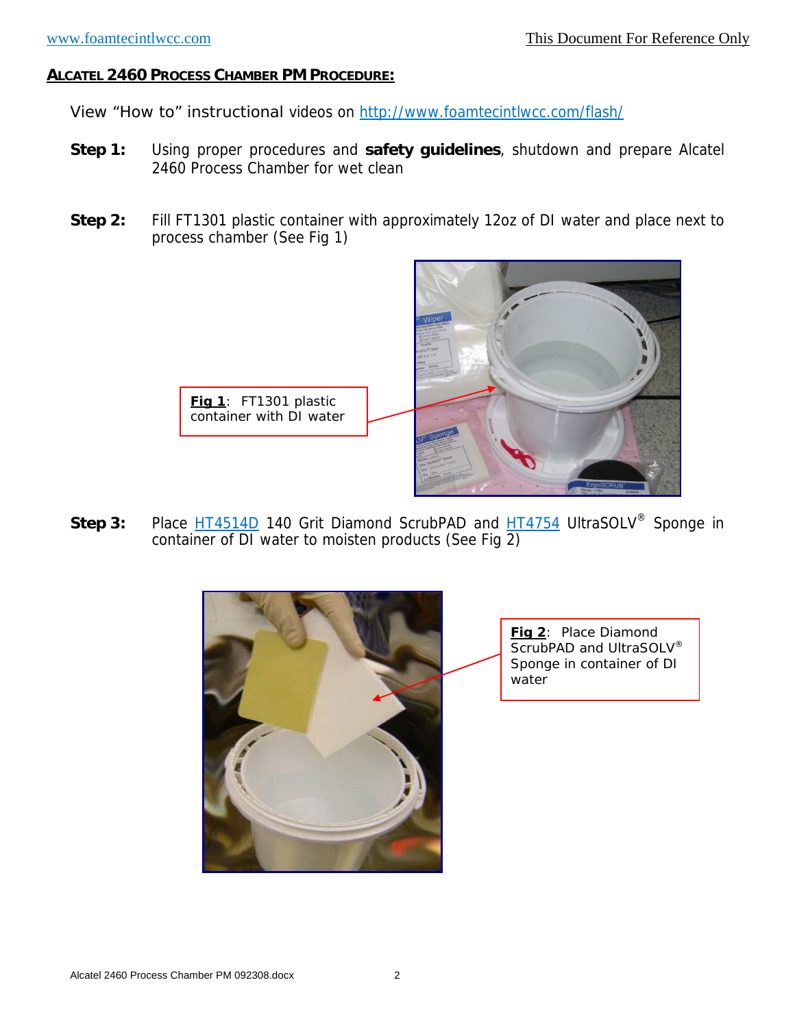## ALCATEL 2460 PROCESS CHAMBER PM PROCEDURE:

View "How to" instructional videos on http://www.foamtecintlwcc.com/flash/

**Step 1:** Using proper procedures and **safety guidelines**, shutdown and prepare Alcatel 2460 Process Chamber for wet clean

**Step 2:** Fill FT1301 plastic container with approximately 12oz of DI water and place next to process chamber (See Fig 1)

**Fig 1**: FT1301 plastic container with DI water

**Step 3:** Place HT4514D 140 Grit Diamond ScrubPAD and HT4754 UltraSOLV® Sponge in container of DI water to moisten products (See Fig 2)

**Fig 2**: Place Diamond ScrubPAD and UltraSOLV® Sponge in container of DI water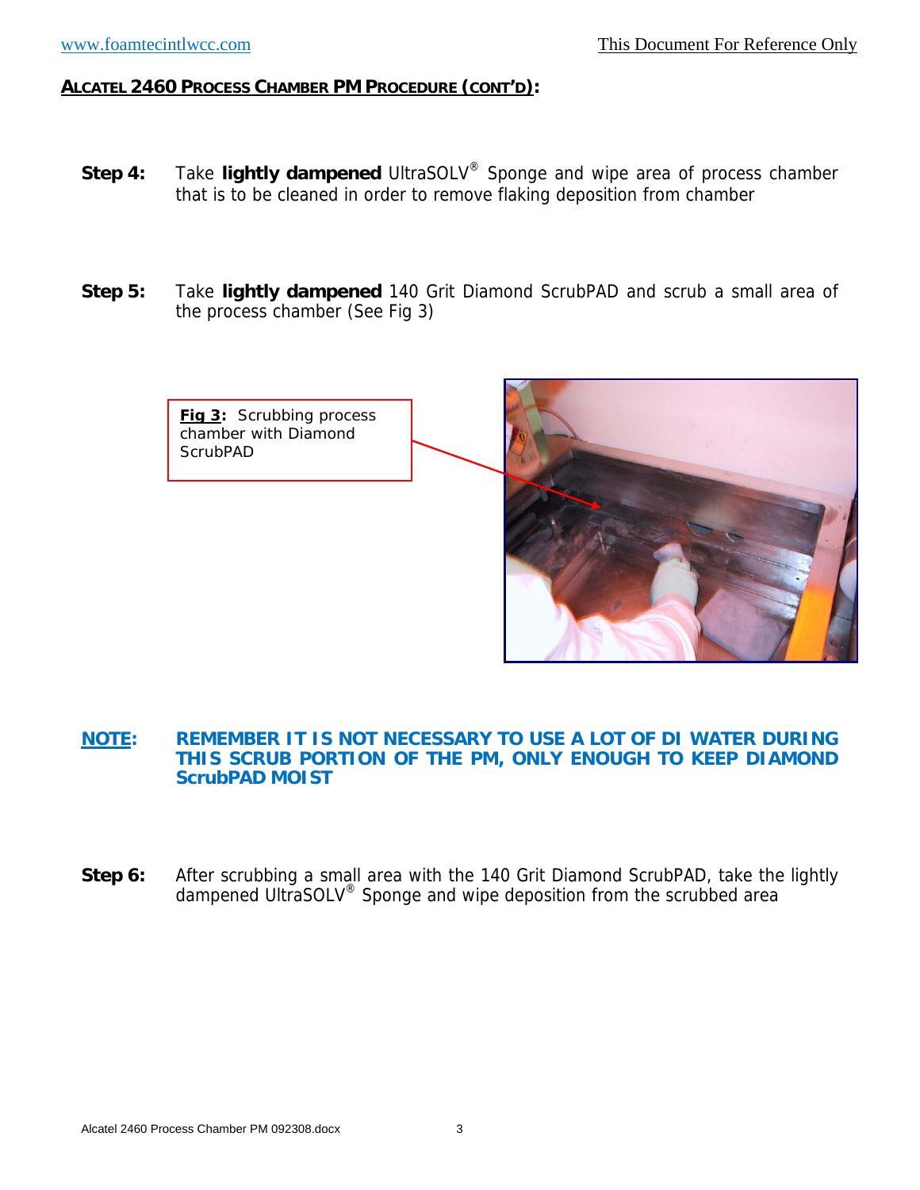**ALCATEL 2460 PROCESS CHAMBER PM PROCEDURE (CONT'D):**

**Step 4:** Take **lightly dampened** UltraSOLV® Sponge and wipe area of process chamber that is to be cleaned in order to remove flaking deposition from chamber

**Step 5:** Take **lightly dampened** 140 Grit Diamond ScrubPAD and scrub a small area of the process chamber (See Fig 3)

**Fig 3:** Scrubbing process chamber with Diamond ScrubPAD

**NOTE: REMEMBER IT IS NOT NECESSARY TO USE A LOT OF DI WATER DURING THIS SCRUB PORTION OF THE PM, ONLY ENOUGH TO KEEP DIAMOND ScrubPAD MOIST**

**Step 6:** After scrubbing a small area with the 140 Grit Diamond ScrubPAD, take the lightly dampened UltraSOLV® Sponge and wipe deposition from the scrubbed area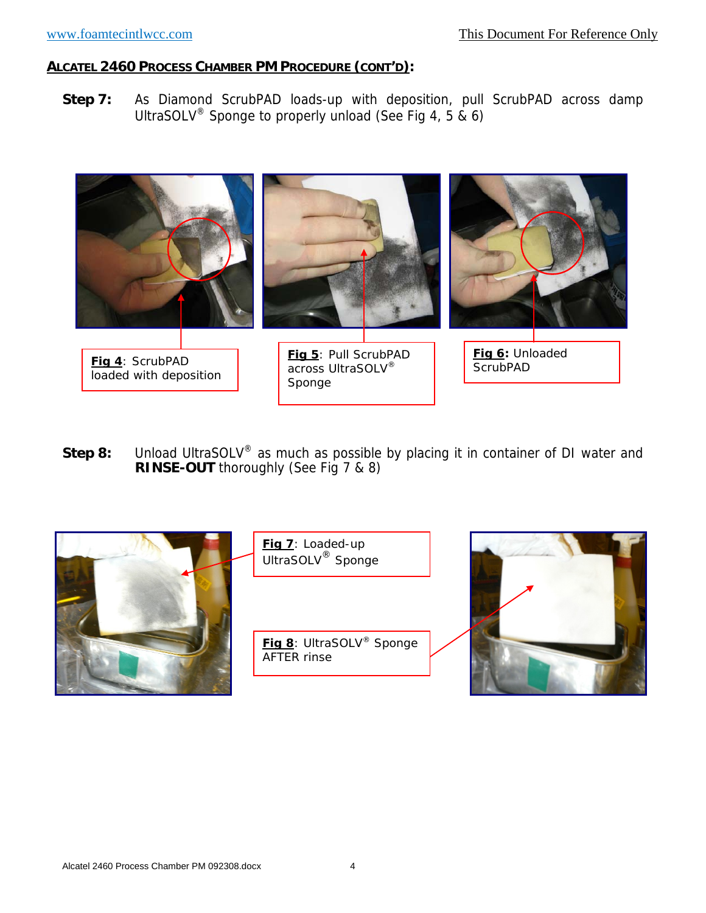## ALCATEL 2460 PROCESS CHAMBER PM PROCEDURE (CONT'D):

**Step 7:** As Diamond ScrubPAD loads-up with deposition, pull ScrubPAD across damp UltraSOLV® Sponge to properly unload (See Fig 4, 5 & 6)

**Fig 4**: ScrubPAD loaded with deposition

**Fig 5**: Pull ScrubPAD across UltraSOLV® Sponge

**Fig 6:** Unloaded ScrubPAD

**Step 8:** Unload UltraSOLV® as much as possible by placing it in container of DI water and **RINSE-OUT** thoroughly (See Fig 7 & 8)

**Fig 7**: Loaded-up UltraSOLV® Sponge

**Fig 8**: UltraSOLV® Sponge AFTER rinse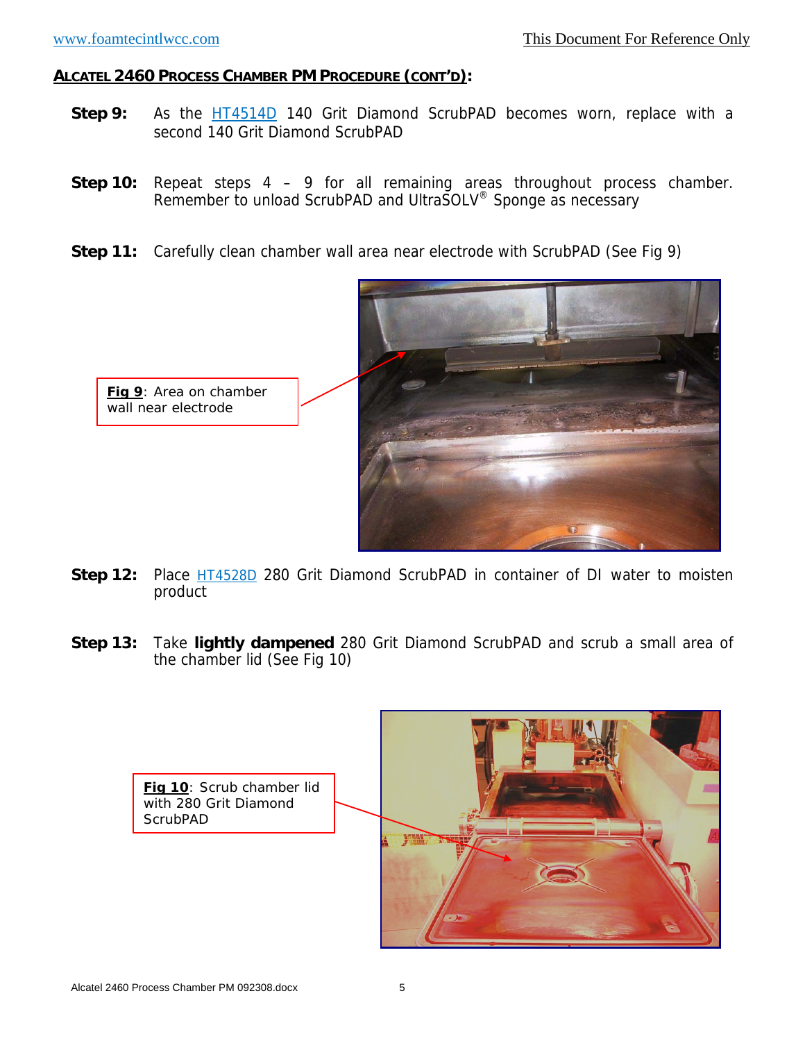## ALCATEL 2460 PROCESS CHAMBER PM PROCEDURE (CONT'D):

**Step 9:** As the HT4514D 140 Grit Diamond ScrubPAD becomes worn, replace with a second 140 Grit Diamond ScrubPAD

**Step 10:** Repeat steps 4 – 9 for all remaining areas throughout process chamber. Remember to unload ScrubPAD and UltraSOLV® Sponge as necessary

**Step 11:** Carefully clean chamber wall area near electrode with ScrubPAD (See Fig 9)

**Fig 9**: Area on chamber wall near electrode

**Step 12:** Place HT4528D 280 Grit Diamond ScrubPAD in container of DI water to moisten product

**Step 13:** Take **lightly dampened** 280 Grit Diamond ScrubPAD and scrub a small area of the chamber lid (See Fig 10)

**Fig 10**: Scrub chamber lid with 280 Grit Diamond ScrubPAD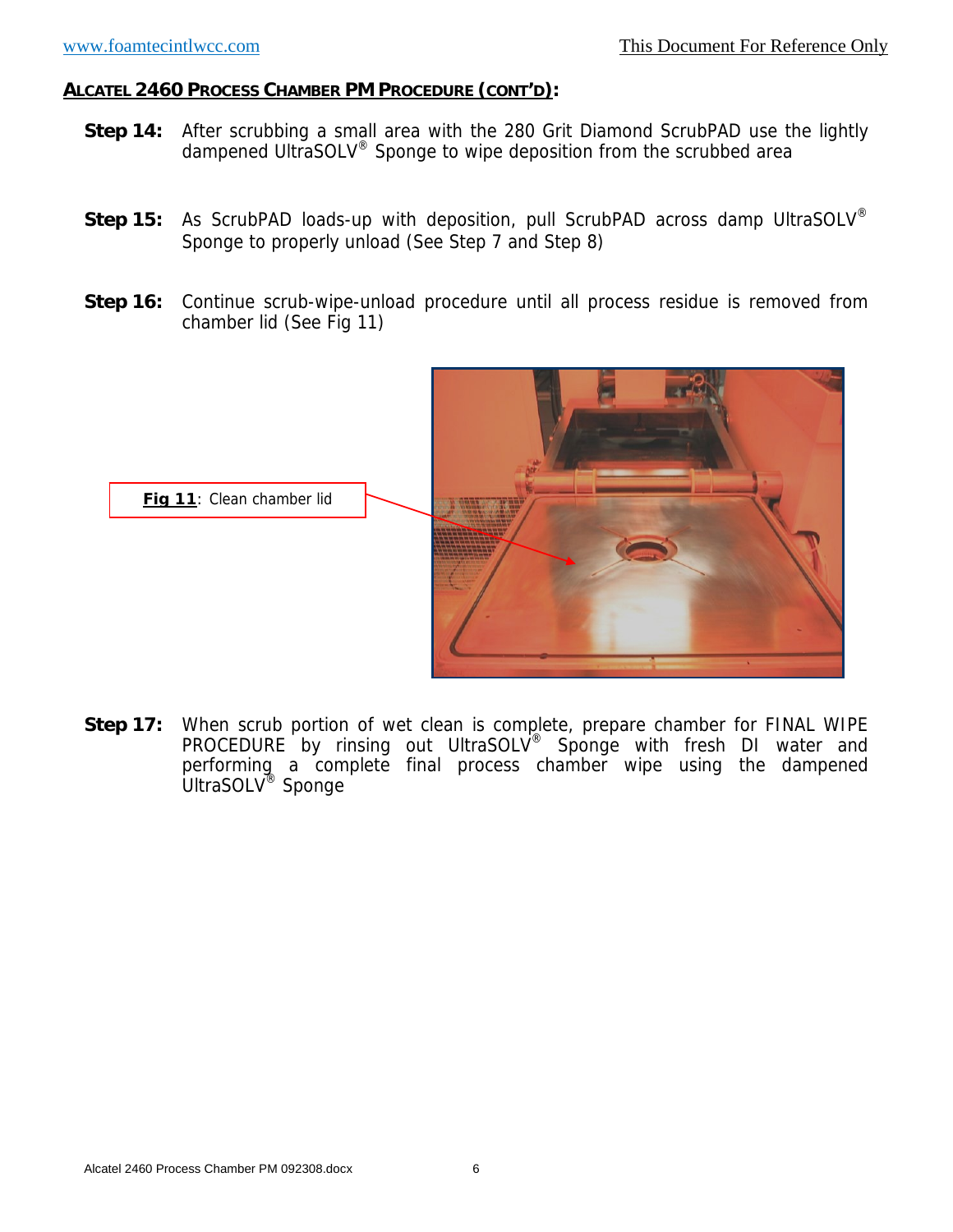## ALCATEL 2460 PROCESS CHAMBER PM PROCEDURE (CONT'D):

**Step 14:** After scrubbing a small area with the 280 Grit Diamond ScrubPAD use the lightly dampened UltraSOLV® Sponge to wipe deposition from the scrubbed area

**Step 15:** As ScrubPAD loads-up with deposition, pull ScrubPAD across damp UltraSOLV® Sponge to properly unload (See Step 7 and Step 8)

**Step 16:** Continue scrub-wipe-unload procedure until all process residue is removed from chamber lid (See Fig 11)

**Fig 11**: Clean chamber lid

**Step 17:** When scrub portion of wet clean is complete, prepare chamber for FINAL WIPE PROCEDURE by rinsing out UltraSOLV® Sponge with fresh DI water and performing a complete final process chamber wipe using the dampened UltraSOLV® Sponge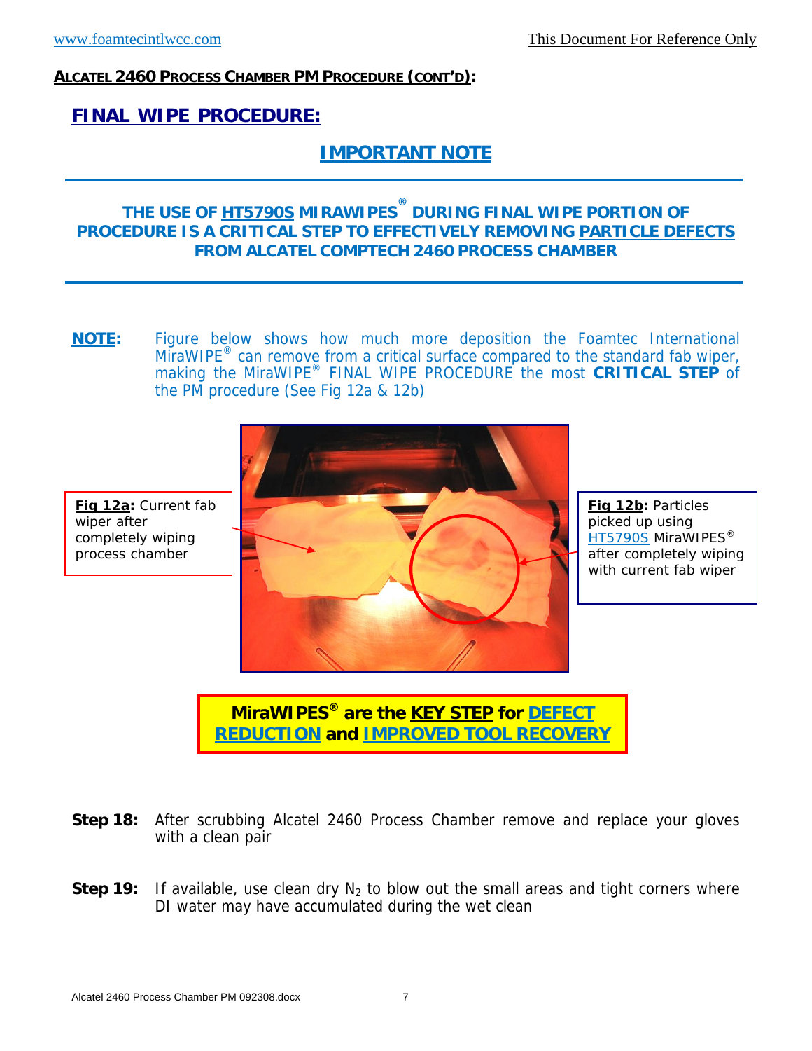**ALCATEL 2460 PROCESS CHAMBER PM PROCEDURE (CONT'D):**

## FINAL WIPE PROCEDURE:

### IMPORTANT NOTE

**THE USE OF HT5790S MIRAWIPES® DURING FINAL WIPE PORTION OF PROCEDURE IS A CRITICAL STEP TO EFFECTIVELY REMOVING PARTICLE DEFECTS FROM ALCATEL COMPTECH 2460 PROCESS CHAMBER**

**NOTE:** Figure below shows how much more deposition the Foamtec International MiraWIPE® can remove from a critical surface compared to the standard fab wiper, making the MiraWIPE® FINAL WIPE PROCEDURE the most **CRITICAL STEP** of the PM procedure (See Fig 12a & 12b)

**Fig 12a:** Current fab wiper after completely wiping process chamber

**Fig 12b:** Particles picked up using HT5790S MiraWIPES® after completely wiping with current fab wiper

**MiraWIPES® are the KEY STEP for DEFECT REDUCTION and IMPROVED TOOL RECOVERY**

**Step 18:** After scrubbing Alcatel 2460 Process Chamber remove and replace your gloves with a clean pair

**Step 19:** If available, use clean dry $N_2$ to blow out the small areas and tight corners where DI water may have accumulated during the wet clean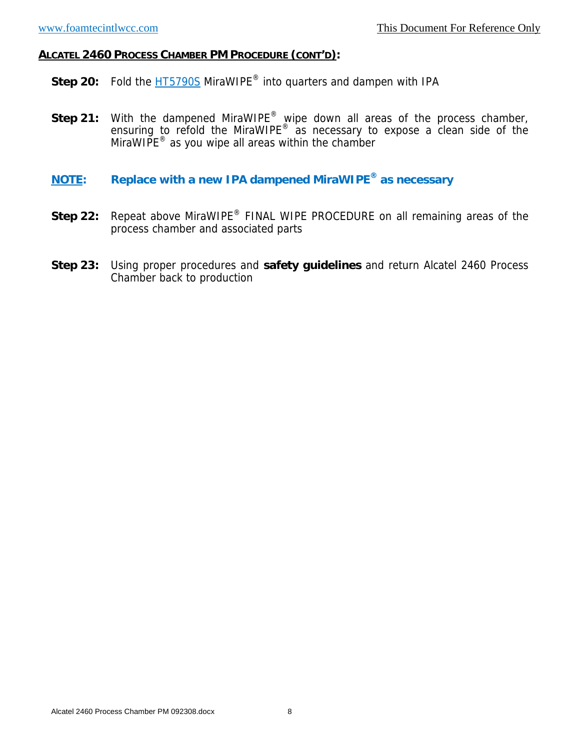**ALCATEL 2460 PROCESS CHAMBER PM PROCEDURE (CONT'D):**

**Step 20:** Fold the HT5790S MiraWIPE® into quarters and dampen with IPA

**Step 21:** With the dampened MiraWIPE® wipe down all areas of the process chamber, ensuring to refold the MiraWIPE® as necessary to expose a clean side of the MiraWIPE® as you wipe all areas within the chamber

**NOTE: Replace with a new IPA dampened MiraWIPE® as necessary**

**Step 22:** Repeat above MiraWIPE® FINAL WIPE PROCEDURE on all remaining areas of the process chamber and associated parts

**Step 23:** Using proper procedures and **safety guidelines** and return Alcatel 2460 Process Chamber back to production